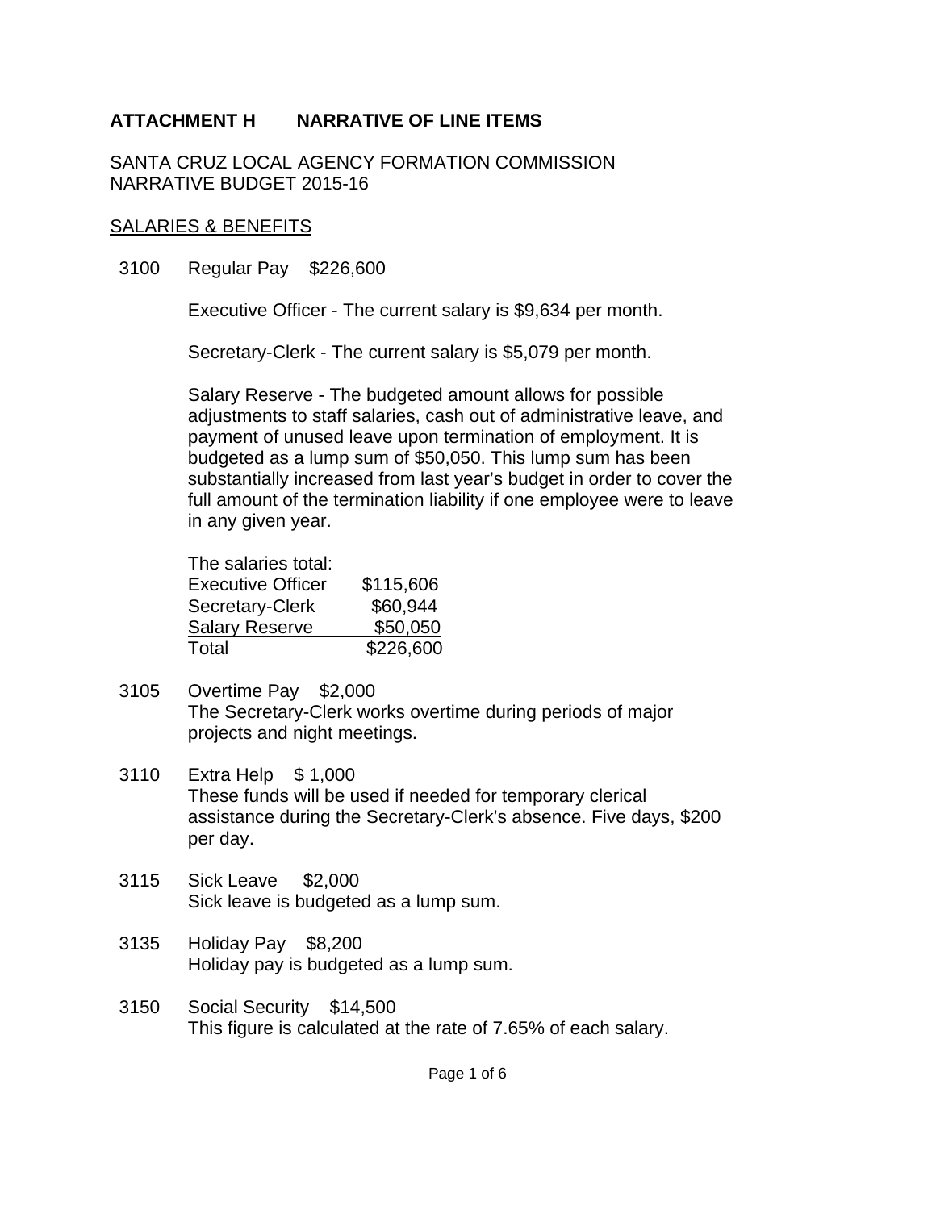## ATTACHMENT H NARRATIVE OF LINE ITEMS

SANTA CRUZ LOCAL AGENCY FORMATION COMMISSION
NARRATIVE BUDGET 2015-16

SALARIES & BENEFITS

3100 Regular Pay $226,600

Executive Officer - The current salary is $9,634 per month.

Secretary-Clerk - The current salary is $5,079 per month.

Salary Reserve - The budgeted amount allows for possible adjustments to staff salaries, cash out of administrative leave, and payment of unused leave upon termination of employment. It is budgeted as a lump sum of $50,050. This lump sum has been substantially increased from last year's budget in order to cover the full amount of the termination liability if one employee were to leave in any given year.

The salaries total:

| | |
|---|---|
| Executive Officer | $115,606 |
| Secretary-Clerk | $60,944 |
| Salary Reserve | $50,050 |
| Total | $226,600 |

3105 Overtime Pay $2,000
The Secretary-Clerk works overtime during periods of major projects and night meetings.

3110 Extra Help $ 1,000
These funds will be used if needed for temporary clerical assistance during the Secretary-Clerk's absence. Five days, $200 per day.

3115 Sick Leave $2,000
Sick leave is budgeted as a lump sum.

3135 Holiday Pay $8,200
Holiday pay is budgeted as a lump sum.

3150 Social Security $14,500
This figure is calculated at the rate of 7.65% of each salary.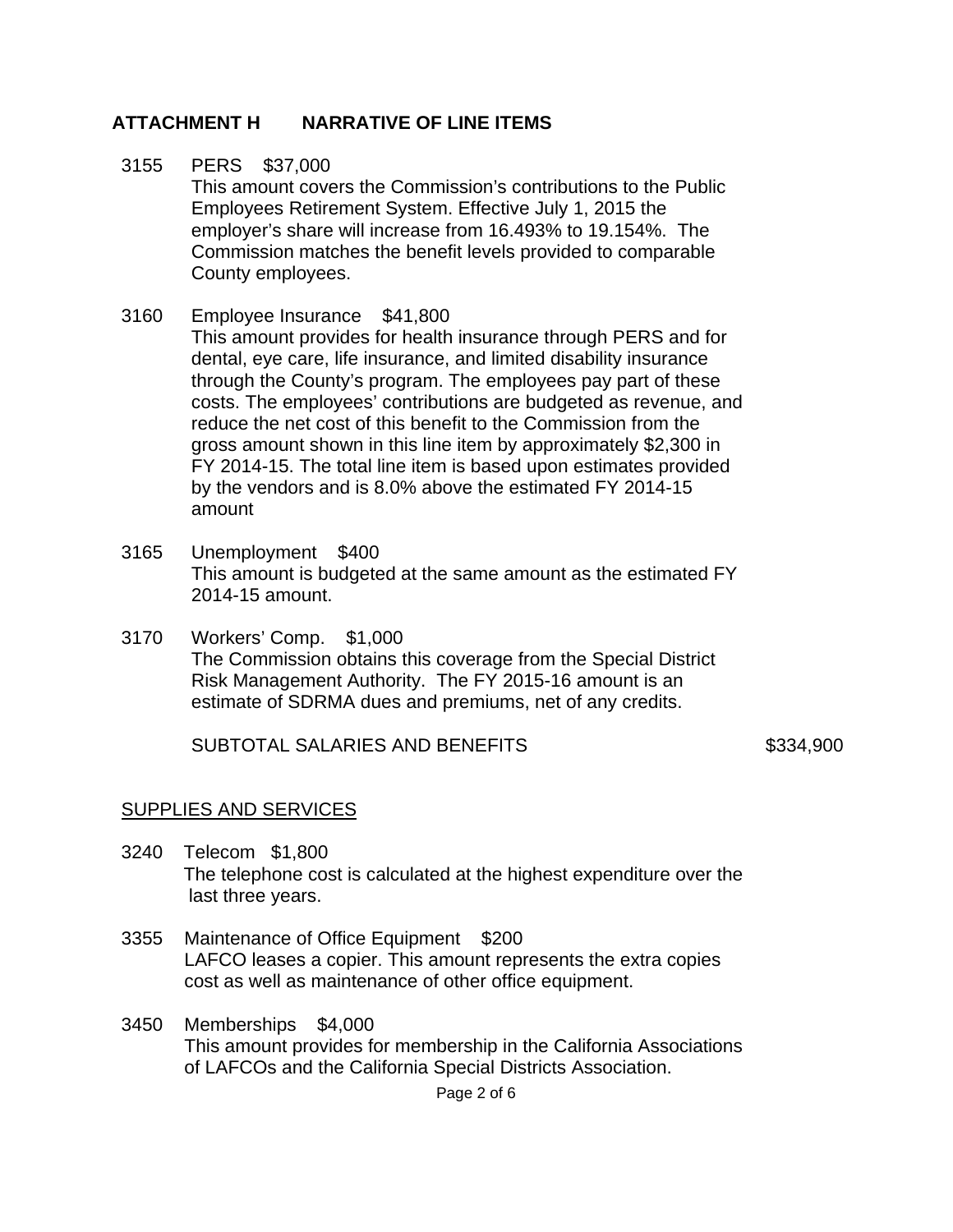## ATTACHMENT H NARRATIVE OF LINE ITEMS

3155 PERS $37,000

This amount covers the Commission's contributions to the Public Employees Retirement System. Effective July 1, 2015 the employer's share will increase from 16.493% to 19.154%. The Commission matches the benefit levels provided to comparable County employees.

3160 Employee Insurance $41,800

This amount provides for health insurance through PERS and for dental, eye care, life insurance, and limited disability insurance through the County's program. The employees pay part of these costs. The employees' contributions are budgeted as revenue, and reduce the net cost of this benefit to the Commission from the gross amount shown in this line item by approximately $2,300 in FY 2014-15. The total line item is based upon estimates provided by the vendors and is 8.0% above the estimated FY 2014-15 amount

3165 Unemployment $400

This amount is budgeted at the same amount as the estimated FY 2014-15 amount.

3170 Workers' Comp. $1,000

The Commission obtains this coverage from the Special District Risk Management Authority. The FY 2015-16 amount is an estimate of SDRMA dues and premiums, net of any credits.

SUBTOTAL SALARIES AND BENEFITS $334,900

SUPPLIES AND SERVICES

3240 Telecom $1,800

The telephone cost is calculated at the highest expenditure over the last three years.

3355 Maintenance of Office Equipment $200

LAFCO leases a copier. This amount represents the extra copies cost as well as maintenance of other office equipment.

3450 Memberships $4,000

This amount provides for membership in the California Associations of LAFCOs and the California Special Districts Association.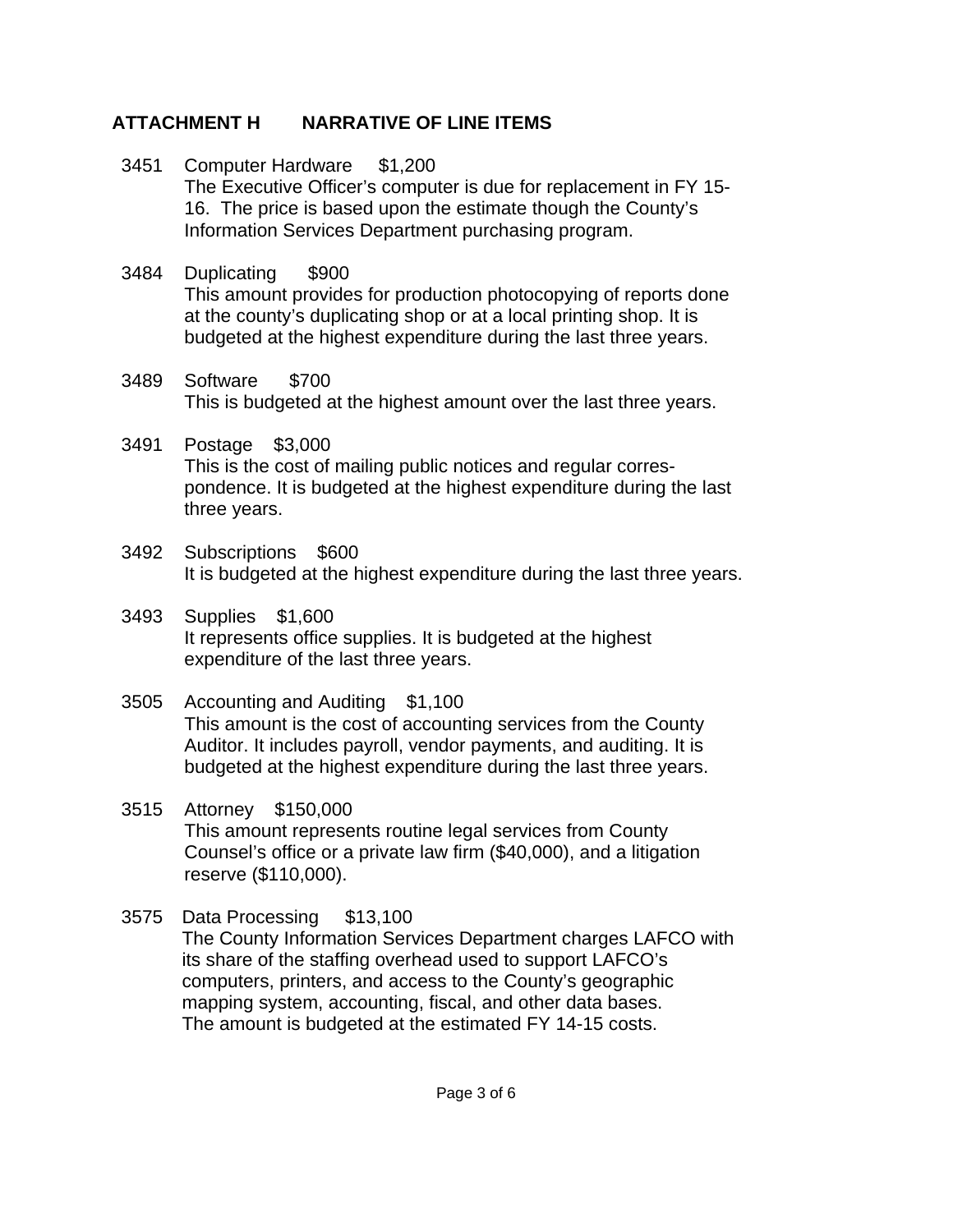## ATTACHMENT H NARRATIVE OF LINE ITEMS

3451 Computer Hardware $1,200
The Executive Officer's computer is due for replacement in FY 15-16. The price is based upon the estimate though the County's Information Services Department purchasing program.

3484 Duplicating $900
This amount provides for production photocopying of reports done at the county's duplicating shop or at a local printing shop. It is budgeted at the highest expenditure during the last three years.

3489 Software $700
This is budgeted at the highest amount over the last three years.

3491 Postage $3,000
This is the cost of mailing public notices and regular correspondence. It is budgeted at the highest expenditure during the last three years.

3492 Subscriptions $600
It is budgeted at the highest expenditure during the last three years.

3493 Supplies $1,600
It represents office supplies. It is budgeted at the highest expenditure of the last three years.

3505 Accounting and Auditing $1,100
This amount is the cost of accounting services from the County Auditor. It includes payroll, vendor payments, and auditing. It is budgeted at the highest expenditure during the last three years.

3515 Attorney $150,000
This amount represents routine legal services from County Counsel's office or a private law firm ($40,000), and a litigation reserve ($110,000).

3575 Data Processing $13,100
The County Information Services Department charges LAFCO with its share of the staffing overhead used to support LAFCO's computers, printers, and access to the County's geographic mapping system, accounting, fiscal, and other data bases. The amount is budgeted at the estimated FY 14-15 costs.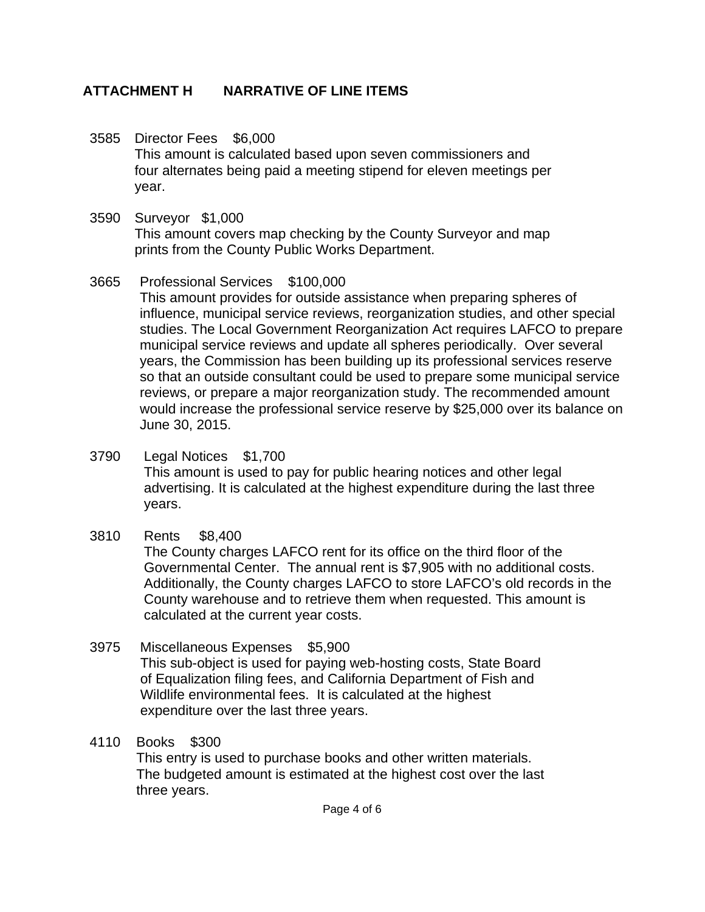## ATTACHMENT H NARRATIVE OF LINE ITEMS

3585 Director Fees $6,000
This amount is calculated based upon seven commissioners and four alternates being paid a meeting stipend for eleven meetings per year.

3590 Surveyor $1,000
This amount covers map checking by the County Surveyor and map prints from the County Public Works Department.

3665 Professional Services $100,000
This amount provides for outside assistance when preparing spheres of influence, municipal service reviews, reorganization studies, and other special studies. The Local Government Reorganization Act requires LAFCO to prepare municipal service reviews and update all spheres periodically. Over several years, the Commission has been building up its professional services reserve so that an outside consultant could be used to prepare some municipal service reviews, or prepare a major reorganization study. The recommended amount would increase the professional service reserve by $25,000 over its balance on June 30, 2015.

3790 Legal Notices $1,700
This amount is used to pay for public hearing notices and other legal advertising. It is calculated at the highest expenditure during the last three years.

3810 Rents $8,400
The County charges LAFCO rent for its office on the third floor of the Governmental Center. The annual rent is $7,905 with no additional costs. Additionally, the County charges LAFCO to store LAFCO's old records in the County warehouse and to retrieve them when requested. This amount is calculated at the current year costs.

3975 Miscellaneous Expenses $5,900
This sub-object is used for paying web-hosting costs, State Board of Equalization filing fees, and California Department of Fish and Wildlife environmental fees. It is calculated at the highest expenditure over the last three years.

4110 Books $300
This entry is used to purchase books and other written materials. The budgeted amount is estimated at the highest cost over the last three years.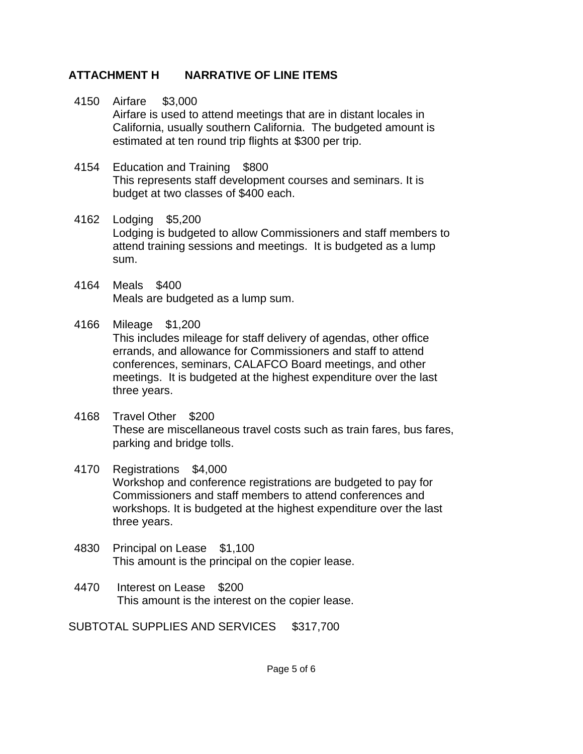## ATTACHMENT H NARRATIVE OF LINE ITEMS

4150 Airfare $3,000
Airfare is used to attend meetings that are in distant locales in California, usually southern California. The budgeted amount is estimated at ten round trip flights at $300 per trip.

4154 Education and Training $800
This represents staff development courses and seminars. It is budget at two classes of $400 each.

4162 Lodging $5,200
Lodging is budgeted to allow Commissioners and staff members to attend training sessions and meetings. It is budgeted as a lump sum.

4164 Meals $400
Meals are budgeted as a lump sum.

4166 Mileage $1,200
This includes mileage for staff delivery of agendas, other office errands, and allowance for Commissioners and staff to attend conferences, seminars, CALAFCO Board meetings, and other meetings. It is budgeted at the highest expenditure over the last three years.

4168 Travel Other $200
These are miscellaneous travel costs such as train fares, bus fares, parking and bridge tolls.

4170 Registrations $4,000
Workshop and conference registrations are budgeted to pay for Commissioners and staff members to attend conferences and workshops. It is budgeted at the highest expenditure over the last three years.

4830 Principal on Lease $1,100
This amount is the principal on the copier lease.

4470 Interest on Lease $200
This amount is the interest on the copier lease.

SUBTOTAL SUPPLIES AND SERVICES $317,700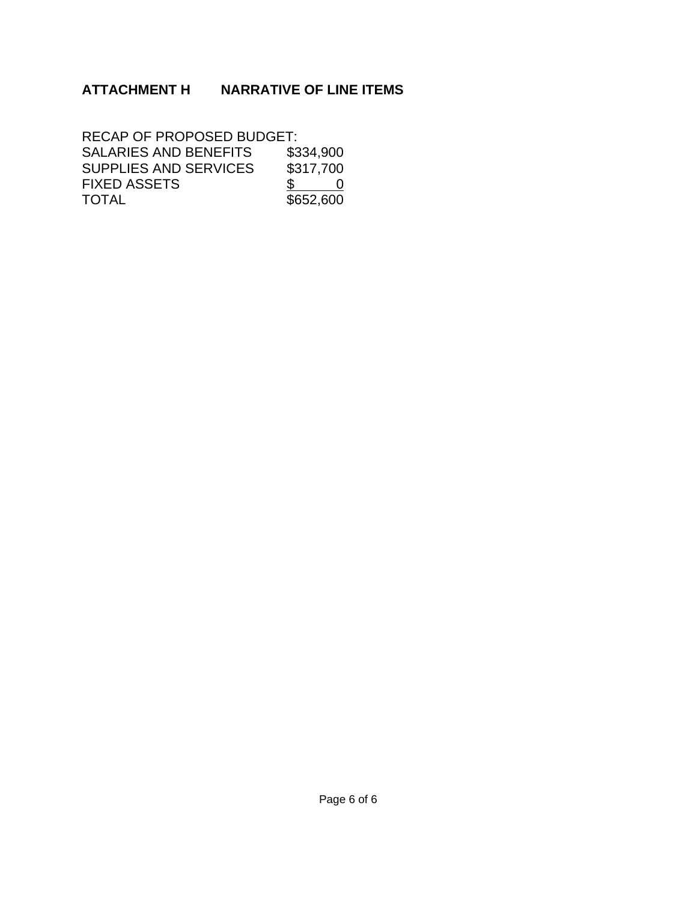## ATTACHMENT H NARRATIVE OF LINE ITEMS

RECAP OF PROPOSED BUDGET:

| | |
|---|---|
| SALARIES AND BENEFITS | \$334,900 |
| SUPPLIES AND SERVICES | \$317,700 |
| FIXED ASSETS | \$ 0 |
| TOTAL | \$652,600 |